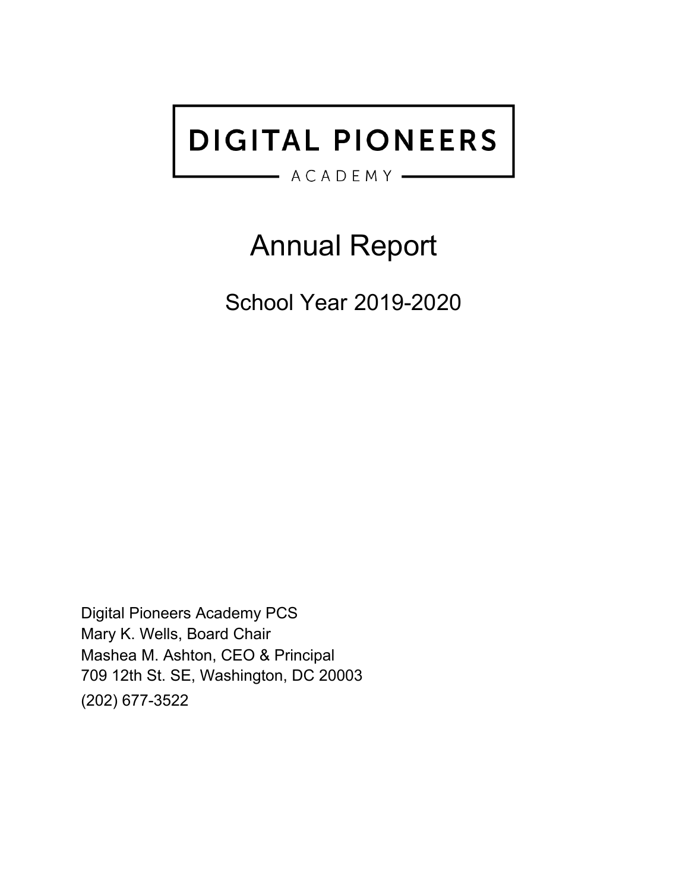# DIGITAL PIONEERS

ACADEMY

# Annual Report

## School Year 2019-2020

Digital Pioneers Academy PCS
Mary K. Wells, Board Chair
Mashea M. Ashton, CEO & Principal
709 12th St. SE, Washington, DC 20003
(202) 677-3522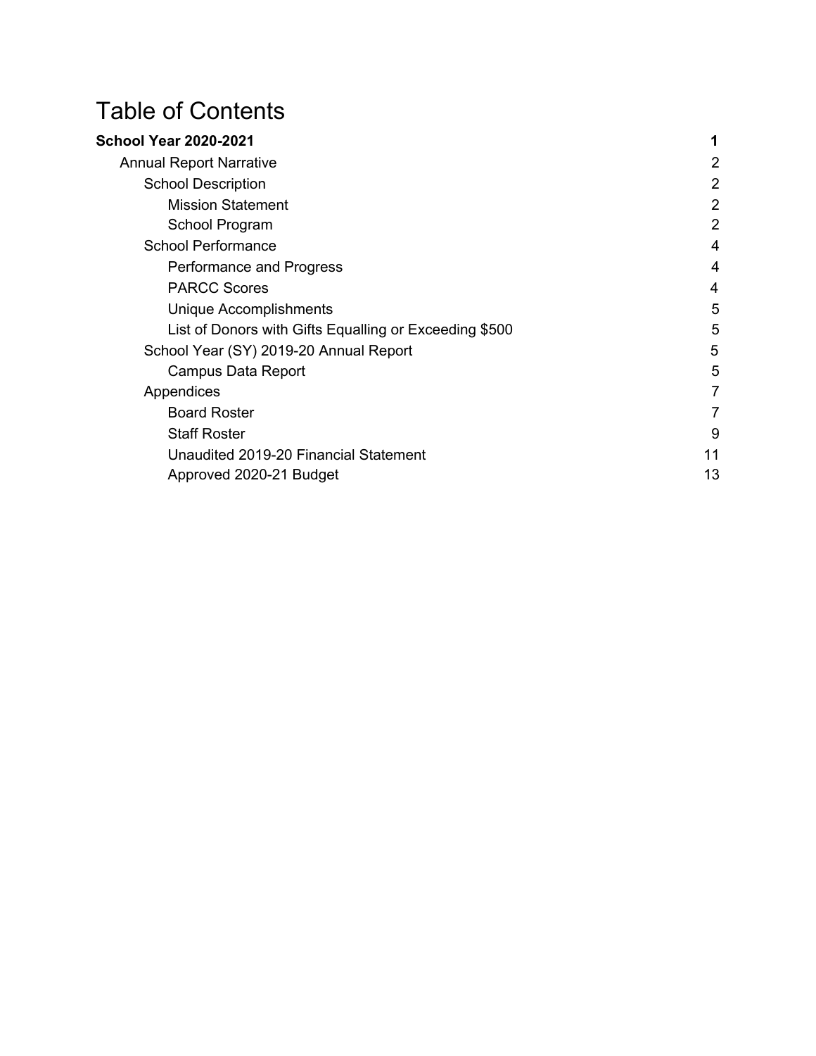# Table of Contents

**School Year 2020-2021** **1**

- Annual Report Narrative 2
  - School Description 2
    - Mission Statement 2
    - School Program 2
  - School Performance 4
    - Performance and Progress 4
    - PARCC Scores 4
    - Unique Accomplishments 5
    - List of Donors with Gifts Equalling or Exceeding $500 5
  - School Year (SY) 2019-20 Annual Report 5
    - Campus Data Report 5
  - Appendices 7
    - Board Roster 7
    - Staff Roster 9
    - Unaudited 2019-20 Financial Statement 11
    - Approved 2020-21 Budget 13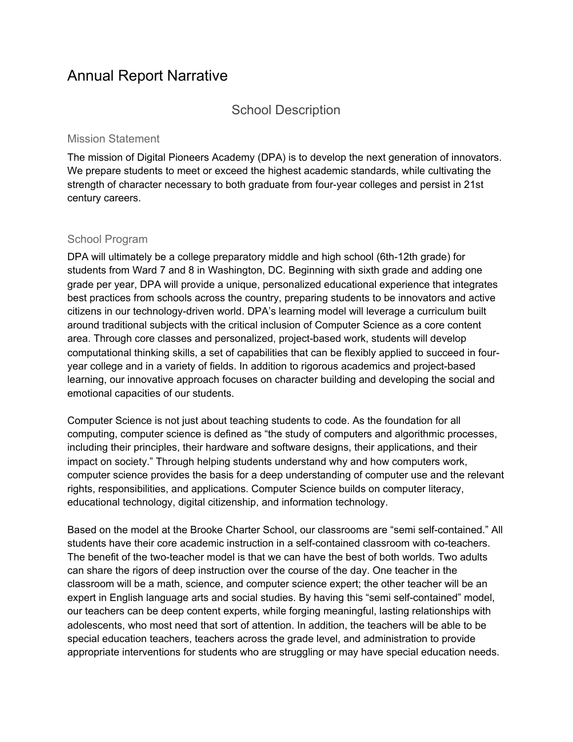# Annual Report Narrative

## School Description

### Mission Statement

The mission of Digital Pioneers Academy (DPA) is to develop the next generation of innovators. We prepare students to meet or exceed the highest academic standards, while cultivating the strength of character necessary to both graduate from four-year colleges and persist in 21st century careers.

### School Program

DPA will ultimately be a college preparatory middle and high school (6th-12th grade) for students from Ward 7 and 8 in Washington, DC. Beginning with sixth grade and adding one grade per year, DPA will provide a unique, personalized educational experience that integrates best practices from schools across the country, preparing students to be innovators and active citizens in our technology-driven world. DPA's learning model will leverage a curriculum built around traditional subjects with the critical inclusion of Computer Science as a core content area. Through core classes and personalized, project-based work, students will develop computational thinking skills, a set of capabilities that can be flexibly applied to succeed in four-year college and in a variety of fields. In addition to rigorous academics and project-based learning, our innovative approach focuses on character building and developing the social and emotional capacities of our students.

Computer Science is not just about teaching students to code. As the foundation for all computing, computer science is defined as "the study of computers and algorithmic processes, including their principles, their hardware and software designs, their applications, and their impact on society." Through helping students understand why and how computers work, computer science provides the basis for a deep understanding of computer use and the relevant rights, responsibilities, and applications. Computer Science builds on computer literacy, educational technology, digital citizenship, and information technology.

Based on the model at the Brooke Charter School, our classrooms are "semi self-contained." All students have their core academic instruction in a self-contained classroom with co-teachers. The benefit of the two-teacher model is that we can have the best of both worlds. Two adults can share the rigors of deep instruction over the course of the day. One teacher in the classroom will be a math, science, and computer science expert; the other teacher will be an expert in English language arts and social studies. By having this "semi self-contained" model, our teachers can be deep content experts, while forging meaningful, lasting relationships with adolescents, who most need that sort of attention. In addition, the teachers will be able to be special education teachers, teachers across the grade level, and administration to provide appropriate interventions for students who are struggling or may have special education needs.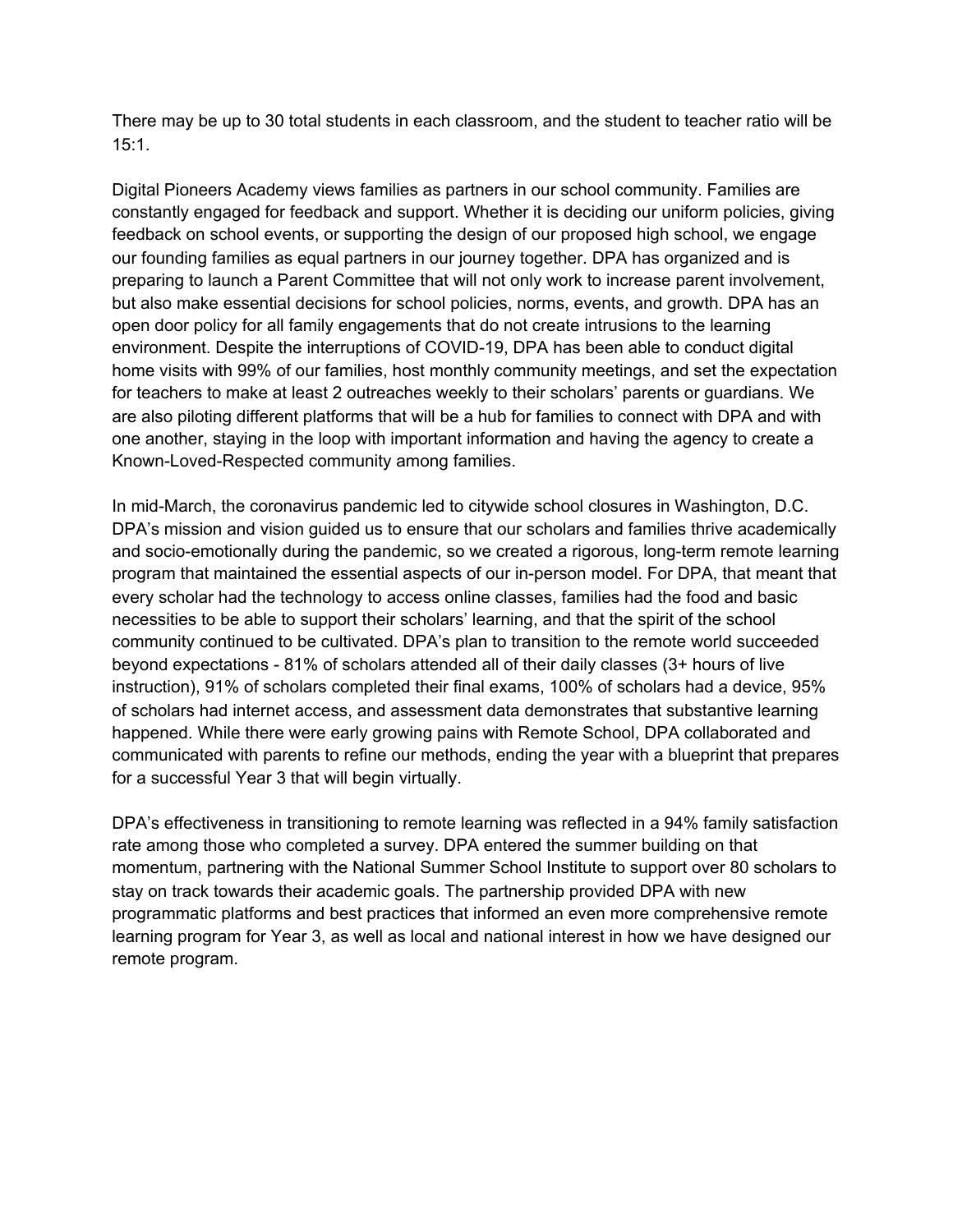There may be up to 30 total students in each classroom, and the student to teacher ratio will be 15:1.

Digital Pioneers Academy views families as partners in our school community. Families are constantly engaged for feedback and support. Whether it is deciding our uniform policies, giving feedback on school events, or supporting the design of our proposed high school, we engage our founding families as equal partners in our journey together. DPA has organized and is preparing to launch a Parent Committee that will not only work to increase parent involvement, but also make essential decisions for school policies, norms, events, and growth. DPA has an open door policy for all family engagements that do not create intrusions to the learning environment. Despite the interruptions of COVID-19, DPA has been able to conduct digital home visits with 99% of our families, host monthly community meetings, and set the expectation for teachers to make at least 2 outreaches weekly to their scholars' parents or guardians. We are also piloting different platforms that will be a hub for families to connect with DPA and with one another, staying in the loop with important information and having the agency to create a Known-Loved-Respected community among families.

In mid-March, the coronavirus pandemic led to citywide school closures in Washington, D.C. DPA's mission and vision guided us to ensure that our scholars and families thrive academically and socio-emotionally during the pandemic, so we created a rigorous, long-term remote learning program that maintained the essential aspects of our in-person model. For DPA, that meant that every scholar had the technology to access online classes, families had the food and basic necessities to be able to support their scholars' learning, and that the spirit of the school community continued to be cultivated. DPA's plan to transition to the remote world succeeded beyond expectations - 81% of scholars attended all of their daily classes (3+ hours of live instruction), 91% of scholars completed their final exams, 100% of scholars had a device, 95% of scholars had internet access, and assessment data demonstrates that substantive learning happened. While there were early growing pains with Remote School, DPA collaborated and communicated with parents to refine our methods, ending the year with a blueprint that prepares for a successful Year 3 that will begin virtually.

DPA's effectiveness in transitioning to remote learning was reflected in a 94% family satisfaction rate among those who completed a survey. DPA entered the summer building on that momentum, partnering with the National Summer School Institute to support over 80 scholars to stay on track towards their academic goals. The partnership provided DPA with new programmatic platforms and best practices that informed an even more comprehensive remote learning program for Year 3, as well as local and national interest in how we have designed our remote program.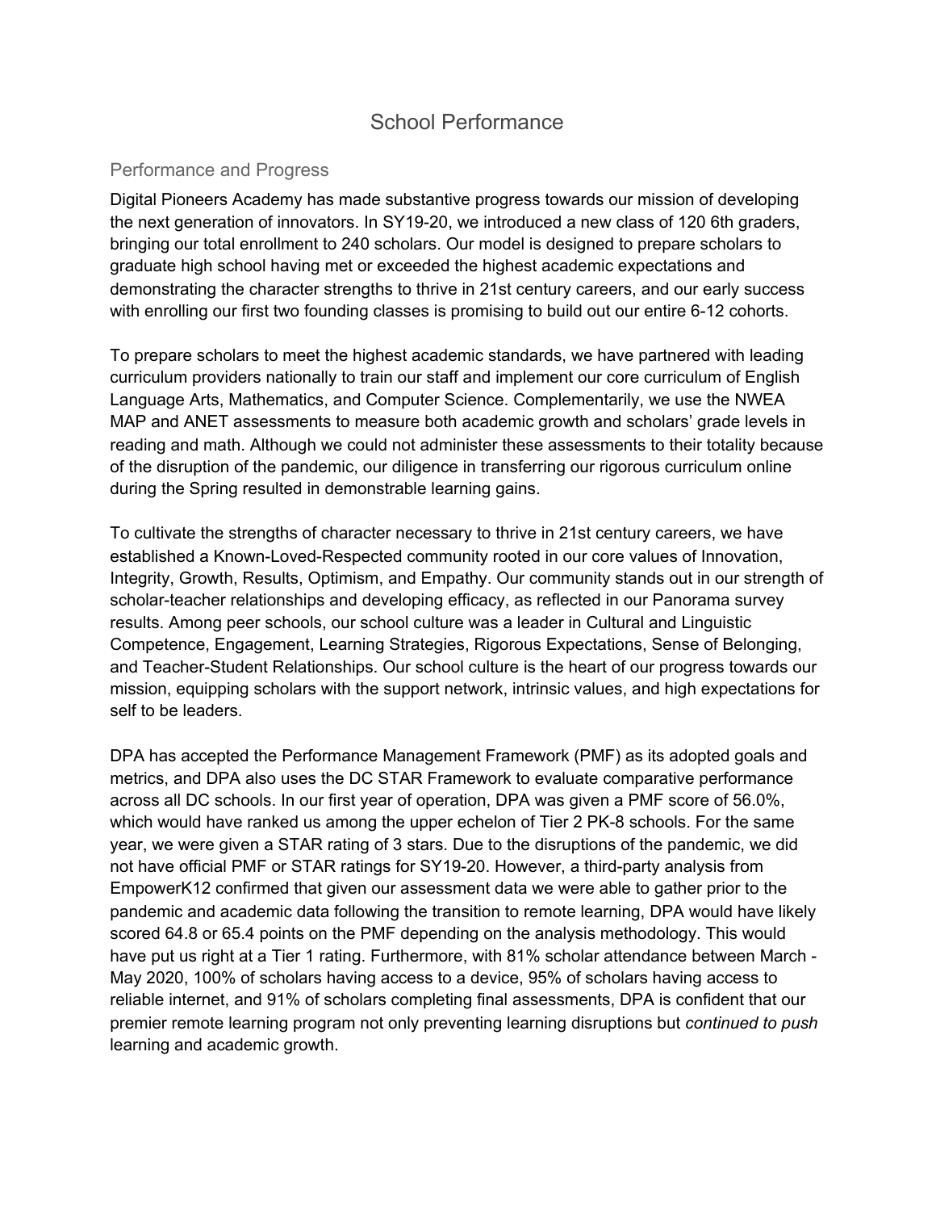# School Performance

## Performance and Progress

Digital Pioneers Academy has made substantive progress towards our mission of developing the next generation of innovators. In SY19-20, we introduced a new class of 120 6th graders, bringing our total enrollment to 240 scholars. Our model is designed to prepare scholars to graduate high school having met or exceeded the highest academic expectations and demonstrating the character strengths to thrive in 21st century careers, and our early success with enrolling our first two founding classes is promising to build out our entire 6-12 cohorts.

To prepare scholars to meet the highest academic standards, we have partnered with leading curriculum providers nationally to train our staff and implement our core curriculum of English Language Arts, Mathematics, and Computer Science. Complementarily, we use the NWEA MAP and ANET assessments to measure both academic growth and scholars' grade levels in reading and math. Although we could not administer these assessments to their totality because of the disruption of the pandemic, our diligence in transferring our rigorous curriculum online during the Spring resulted in demonstrable learning gains.

To cultivate the strengths of character necessary to thrive in 21st century careers, we have established a Known-Loved-Respected community rooted in our core values of Innovation, Integrity, Growth, Results, Optimism, and Empathy. Our community stands out in our strength of scholar-teacher relationships and developing efficacy, as reflected in our Panorama survey results. Among peer schools, our school culture was a leader in Cultural and Linguistic Competence, Engagement, Learning Strategies, Rigorous Expectations, Sense of Belonging, and Teacher-Student Relationships. Our school culture is the heart of our progress towards our mission, equipping scholars with the support network, intrinsic values, and high expectations for self to be leaders.

DPA has accepted the Performance Management Framework (PMF) as its adopted goals and metrics, and DPA also uses the DC STAR Framework to evaluate comparative performance across all DC schools. In our first year of operation, DPA was given a PMF score of 56.0%, which would have ranked us among the upper echelon of Tier 2 PK-8 schools. For the same year, we were given a STAR rating of 3 stars. Due to the disruptions of the pandemic, we did not have official PMF or STAR ratings for SY19-20. However, a third-party analysis from EmpowerK12 confirmed that given our assessment data we were able to gather prior to the pandemic and academic data following the transition to remote learning, DPA would have likely scored 64.8 or 65.4 points on the PMF depending on the analysis methodology. This would have put us right at a Tier 1 rating. Furthermore, with 81% scholar attendance between March - May 2020, 100% of scholars having access to a device, 95% of scholars having access to reliable internet, and 91% of scholars completing final assessments, DPA is confident that our premier remote learning program not only preventing learning disruptions but *continued to push* learning and academic growth.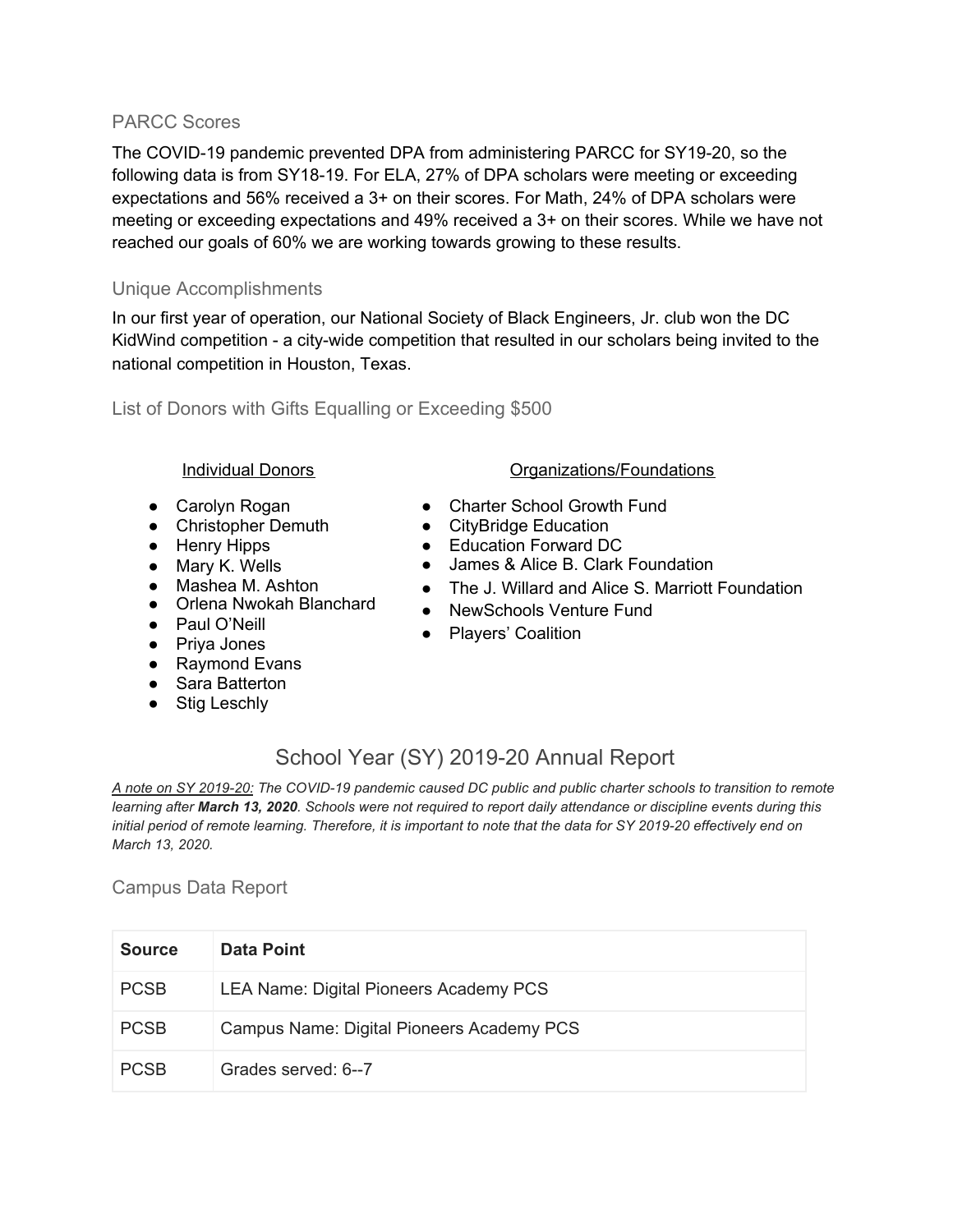### PARCC Scores

The COVID-19 pandemic prevented DPA from administering PARCC for SY19-20, so the following data is from SY18-19. For ELA, 27% of DPA scholars were meeting or exceeding expectations and 56% received a 3+ on their scores. For Math, 24% of DPA scholars were meeting or exceeding expectations and 49% received a 3+ on their scores. While we have not reached our goals of 60% we are working towards growing to these results.

### Unique Accomplishments

In our first year of operation, our National Society of Black Engineers, Jr. club won the DC KidWind competition - a city-wide competition that resulted in our scholars being invited to the national competition in Houston, Texas.

### List of Donors with Gifts Equalling or Exceeding $500

Individual Donors

- Carolyn Rogan
- Christopher Demuth
- Henry Hipps
- Mary K. Wells
- Mashea M. Ashton
- Orlena Nwokah Blanchard
- Paul O'Neill
- Priya Jones
- Raymond Evans
- Sara Batterton
- Stig Leschly

Organizations/Foundations

- Charter School Growth Fund
- CityBridge Education
- Education Forward DC
- James & Alice B. Clark Foundation
- The J. Willard and Alice S. Marriott Foundation
- NewSchools Venture Fund
- Players' Coalition

## School Year (SY) 2019-20 Annual Report

*A note on SY 2019-20: The COVID-19 pandemic caused DC public and public charter schools to transition to remote learning after **March 13, 2020**. Schools were not required to report daily attendance or discipline events during this initial period of remote learning. Therefore, it is important to note that the data for SY 2019-20 effectively end on March 13, 2020.*

### Campus Data Report

| Source | Data Point |
|---|---|
| PCSB | LEA Name: Digital Pioneers Academy PCS |
| PCSB | Campus Name: Digital Pioneers Academy PCS |
| PCSB | Grades served: 6--7 |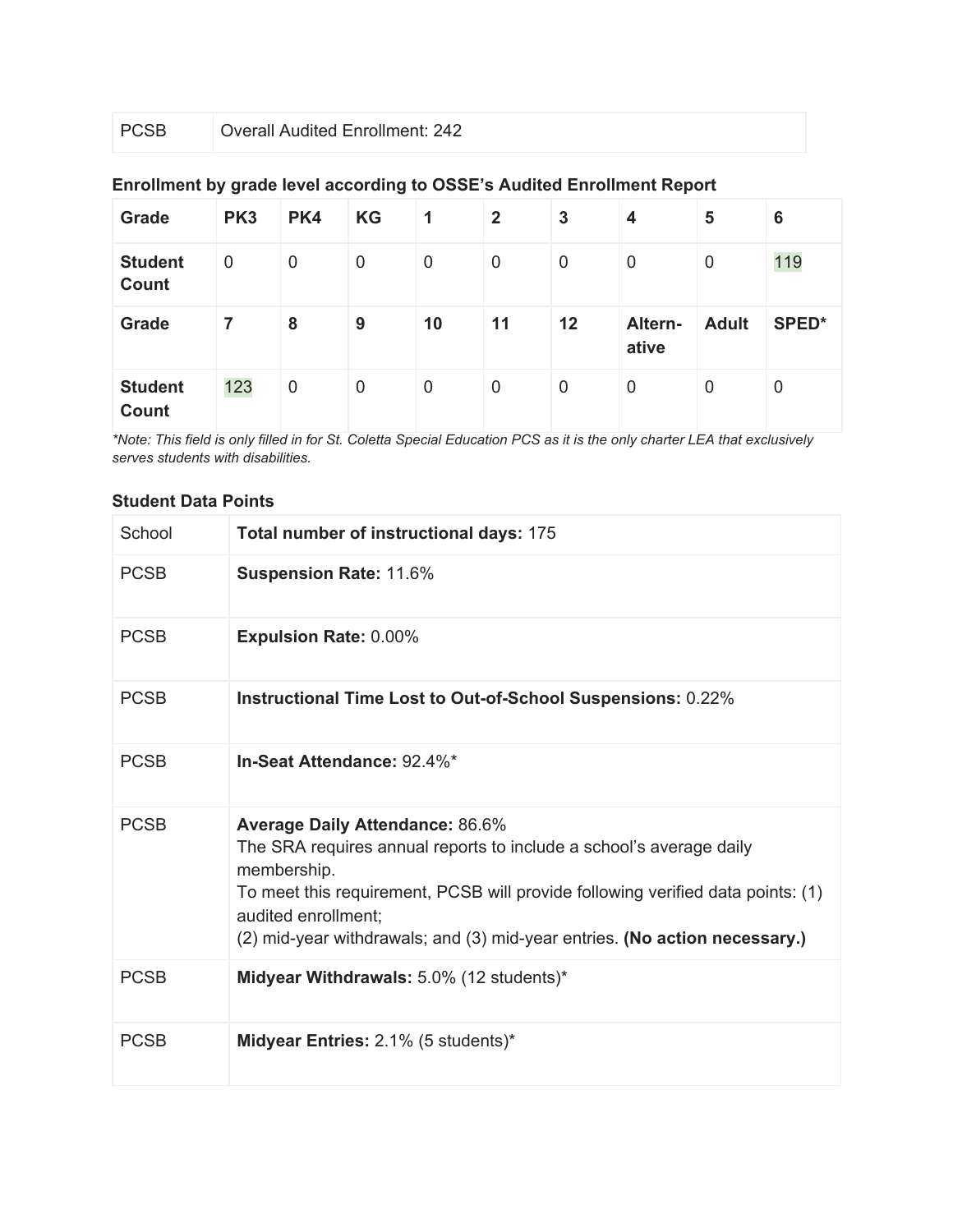| PCSB | Overall Audited Enrollment: 242 |
|---|---|

### Enrollment by grade level according to OSSE's Audited Enrollment Report

| **Grade** | **PK3** | **PK4** | **KG** | **1** | **2** | **3** | **4** | **5** | **6** |
|---|---|---|---|---|---|---|---|---|---|
| **Student Count** | 0 | 0 | 0 | 0 | 0 | 0 | 0 | 0 | 119 |
| **Grade** | **7** | **8** | **9** | **10** | **11** | **12** | **Altern-ative** | **Adult** | **SPED*** |
| **Student Count** | 123 | 0 | 0 | 0 | 0 | 0 | 0 | 0 | 0 |

*\*Note: This field is only filled in for St. Coletta Special Education PCS as it is the only charter LEA that exclusively serves students with disabilities.*

### Student Data Points

| School | **Total number of instructional days:** 175 |
|---|---|
| PCSB | **Suspension Rate:** 11.6% |
| PCSB | **Expulsion Rate:** 0.00% |
| PCSB | **Instructional Time Lost to Out-of-School Suspensions:** 0.22% |
| PCSB | **In-Seat Attendance:** 92.4%* |
| PCSB | **Average Daily Attendance:** 86.6%<br>The SRA requires annual reports to include a school's average daily membership.<br>To meet this requirement, PCSB will provide following verified data points: (1) audited enrollment;<br>(2) mid-year withdrawals; and (3) mid-year entries. **(No action necessary.)** |
| PCSB | **Midyear Withdrawals:** 5.0% (12 students)* |
| PCSB | **Midyear Entries:** 2.1% (5 students)* |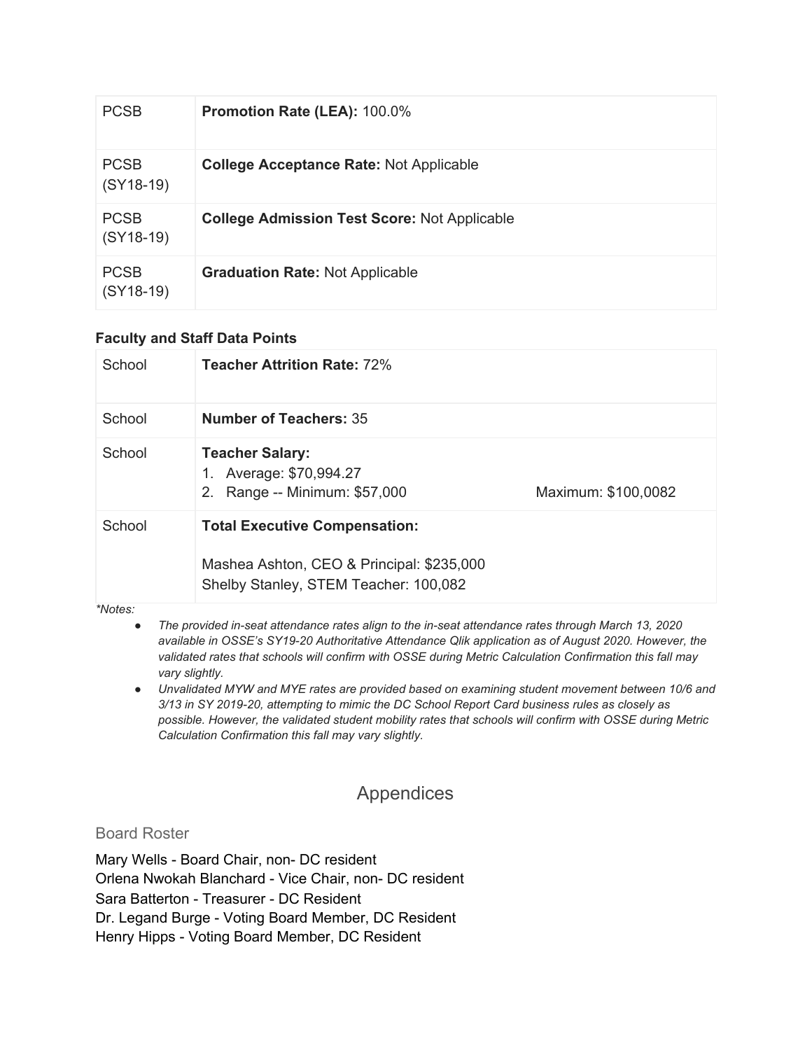| PCSB | **Promotion Rate (LEA):** 100.0% |
|---|---|
| PCSB (SY18-19) | **College Acceptance Rate:** Not Applicable |
| PCSB (SY18-19) | **College Admission Test Score:** Not Applicable |
| PCSB (SY18-19) | **Graduation Rate:** Not Applicable |

**Faculty and Staff Data Points**

| School | **Teacher Attrition Rate:** 72% |
|---|---|
| School | **Number of Teachers:** 35 |
| School | **Teacher Salary:**<br>1. Average: $70,994.27<br>2. Range -- Minimum: $57,000 Maximum: $100,0082 |
| School | **Total Executive Compensation:**<br><br>Mashea Ashton, CEO & Principal: $235,000<br>Shelby Stanley, STEM Teacher: 100,082 |

*\*Notes:*

- *The provided in-seat attendance rates align to the in-seat attendance rates through March 13, 2020 available in OSSE's SY19-20 Authoritative Attendance Qlik application as of August 2020. However, the validated rates that schools will confirm with OSSE during Metric Calculation Confirmation this fall may vary slightly.*
- *Unvalidated MYW and MYE rates are provided based on examining student movement between 10/6 and 3/13 in SY 2019-20, attempting to mimic the DC School Report Card business rules as closely as possible. However, the validated student mobility rates that schools will confirm with OSSE during Metric Calculation Confirmation this fall may vary slightly.*

# Appendices

## Board Roster

Mary Wells - Board Chair, non- DC resident
Orlena Nwokah Blanchard - Vice Chair, non- DC resident
Sara Batterton - Treasurer - DC Resident
Dr. Legand Burge - Voting Board Member, DC Resident
Henry Hipps - Voting Board Member, DC Resident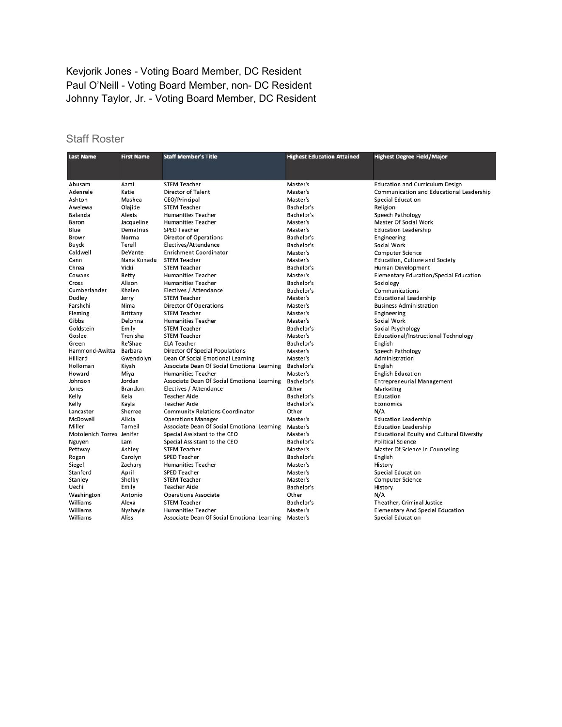Kevjorik Jones - Voting Board Member, DC Resident
Paul O'Neill - Voting Board Member, non- DC Resident
Johnny Taylor, Jr. - Voting Board Member, DC Resident

## Staff Roster

| Last Name | First Name | Staff Member's Title | Highest Education Attained | Highest Degree Field/Major |
|---|---|---|---|---|
| Abusam | Azmi | STEM Teacher | Master's | Education and Curriculum Design |
| Adenrele | Katie | Director of Talent | Master's | Communication and Educational Leadership |
| Ashton | Mashea | CEO/Principal | Master's | Special Education |
| Awelewa | Olajide | STEM Teacher | Bachelor's | Religion |
| Balanda | Alexis | Humanities Teacher | Bachelor's | Speech Pathology |
| Baron | Jacqueline | Humanities Teacher | Master's | Master Of Social Work |
| Blue | Demetrius | SPED Teacher | Master's | Education Leadership |
| Brown | Norma | Director of Operations | Bachelor's | Engineering |
| Buyck | Terell | Electives/Attendance | Bachelor's | Social Work |
| Caldwell | DeVante | Enrichment Coordinator | Master's | Computer Science |
| Cann | Nana Konadu | STEM Teacher | Master's | Education, Culture and Society |
| Chrea | Vicki | STEM Teacher | Bachelor's | Human Development |
| Cowans | Betty | Humanities Teacher | Master's | Elementary Education/Special Education |
| Cross | Alison | Humanities Teacher | Bachelor's | Sociology |
| Cumberlander | Khalen | Electives / Attendance | Bachelor's | Communications |
| Dudley | Jerry | STEM Teacher | Master's | Educational Leadership |
| Farshchi | Nima | Director Of Operations | Master's | Business Administration |
| Fleming | Brittany | STEM Teacher | Master's | Engineering |
| Gibbs | Delonna | Humanities Teacher | Master's | Social Work |
| Goldstein | Emily | STEM Teacher | Bachelor's | Social Psychology |
| Goslee | Trenisha | STEM Teacher | Master's | Educational/Instructional Technology |
| Green | Re'Shae | ELA Teacher | Bachelor's | English |
| Hammond-Awitta | Barbara | Director Of Special Populations | Master's | Speech Pathology |
| Hilliard | Gwendolyn | Dean Of Social Emotional Learning | Master's | Administration |
| Holloman | Kiyah | Associate Dean Of Social Emotional Learning | Bachelor's | English |
| Howard | Miya | Humanities Teacher | Master's | English Education |
| Johnson | Jordan | Associate Dean Of Social Emotional Learning | Bachelor's | Entrepreneurial Management |
| Jones | Brandon | Electives / Attendance | Other | Marketing |
| Kelly | Keia | Teacher Aide | Bachelor's | Education |
| Kelly | Kayla | Teacher Aide | Bachelor's | Economics |
| Lancaster | Sherree | Community Relations Coordinator | Other | N/A |
| McDowell | Alicia | Operations Manager | Master's | Education Leadership |
| Miller | Tarneil | Associate Dean Of Social Emotional Learning | Master's | Education Leadership |
| Motolenich Torres | Jenifer | Special Assistant to the CEO | Master's | Educational Equity and Cultural Diversity |
| Nguyen | Lam | Special Assistant to the CEO | Bachelor's | Political Science |
| Pettway | Ashley | STEM Teacher | Master's | Master Of Science In Counseling |
| Rogan | Carolyn | SPED Teacher | Bachelor's | English |
| Siegel | Zachary | Humanities Teacher | Master's | History |
| Stanford | April | SPED Teacher | Master's | Special Education |
| Stanley | Shelby | STEM Teacher | Master's | Computer Science |
| Uechi | Emily | Teacher Aide | Bachelor's | History |
| Washington | Antonio | Operations Associate | Other | N/A |
| Williams | Alexa | STEM Teacher | Bachelor's | Theather, Criminal Justice |
| Williams | Nyshayla | Humanities Teacher | Master's | Elementary And Special Education |
| Williams | Aliss | Associate Dean Of Social Emotional Learning | Master's | Special Education |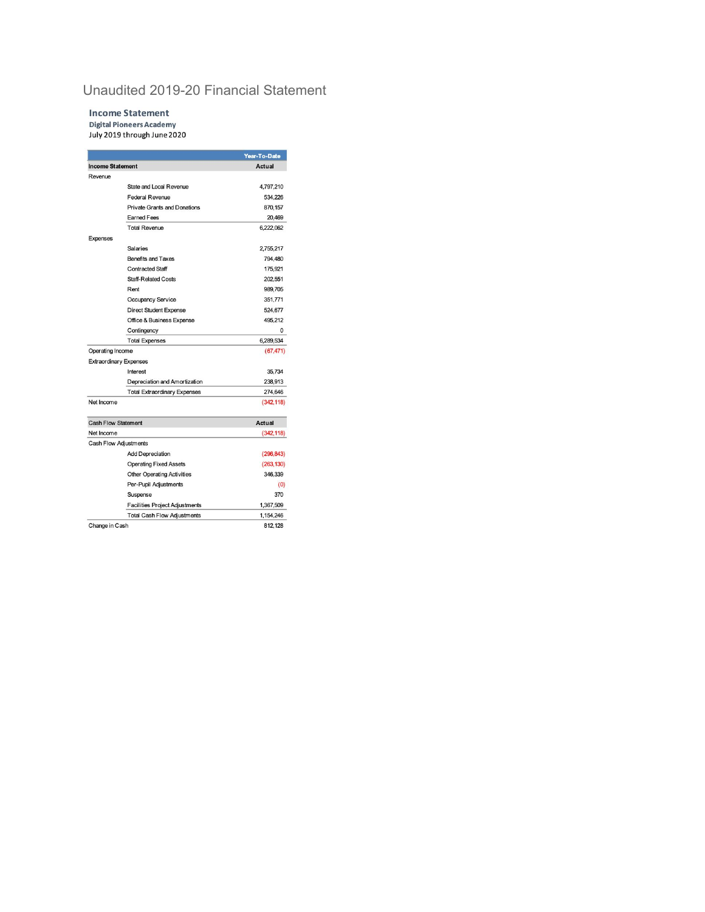# Unaudited 2019-20 Financial Statement

## Income Statement

### Digital Pioneers Academy

July 2019 through June 2020

| Income Statement | | Year-To-Date Actual |
|---|---|---|
| Revenue | | |
| | State and Local Revenue | 4,797,210 |
| | Federal Revenue | 534,226 |
| | Private Grants and Donations | 870,157 |
| | Earned Fees | 20,469 |
| | Total Revenue | 6,222,062 |
| Expenses | | |
| | Salaries | 2,755,217 |
| | Benefits and Taxes | 794,480 |
| | Contracted Staff | 175,921 |
| | Staff-Related Costs | 202,551 |
| | Rent | 989,705 |
| | Occupancy Service | 351,771 |
| | Direct Student Expense | 524,677 |
| | Office & Business Expense | 495,212 |
| | Contingency | 0 |
| | Total Expenses | 6,289,534 |
| Operating Income | | (67,471) |
| Extraordinary Expenses | | |
| | Interest | 35,734 |
| | Depreciation and Amortization | 238,913 |
| | Total Extraordinary Expenses | 274,646 |
| Net Income | | (342,118) |

| Cash Flow Statement | | Actual |
|---|---|---|
| Net Income | | (342,118) |
| Cash Flow Adjustments | | |
| | Add Depreciation | (296,843) |
| | Operating Fixed Assets | (263,130) |
| | Other Operating Activities | 346,339 |
| | Per-Pupil Adjustments | (0) |
| | Suspense | 370 |
| | Facilities Project Adjustments | 1,367,509 |
| | Total Cash Flow Adjustments | 1,154,246 |
| Change in Cash | | 812,128 |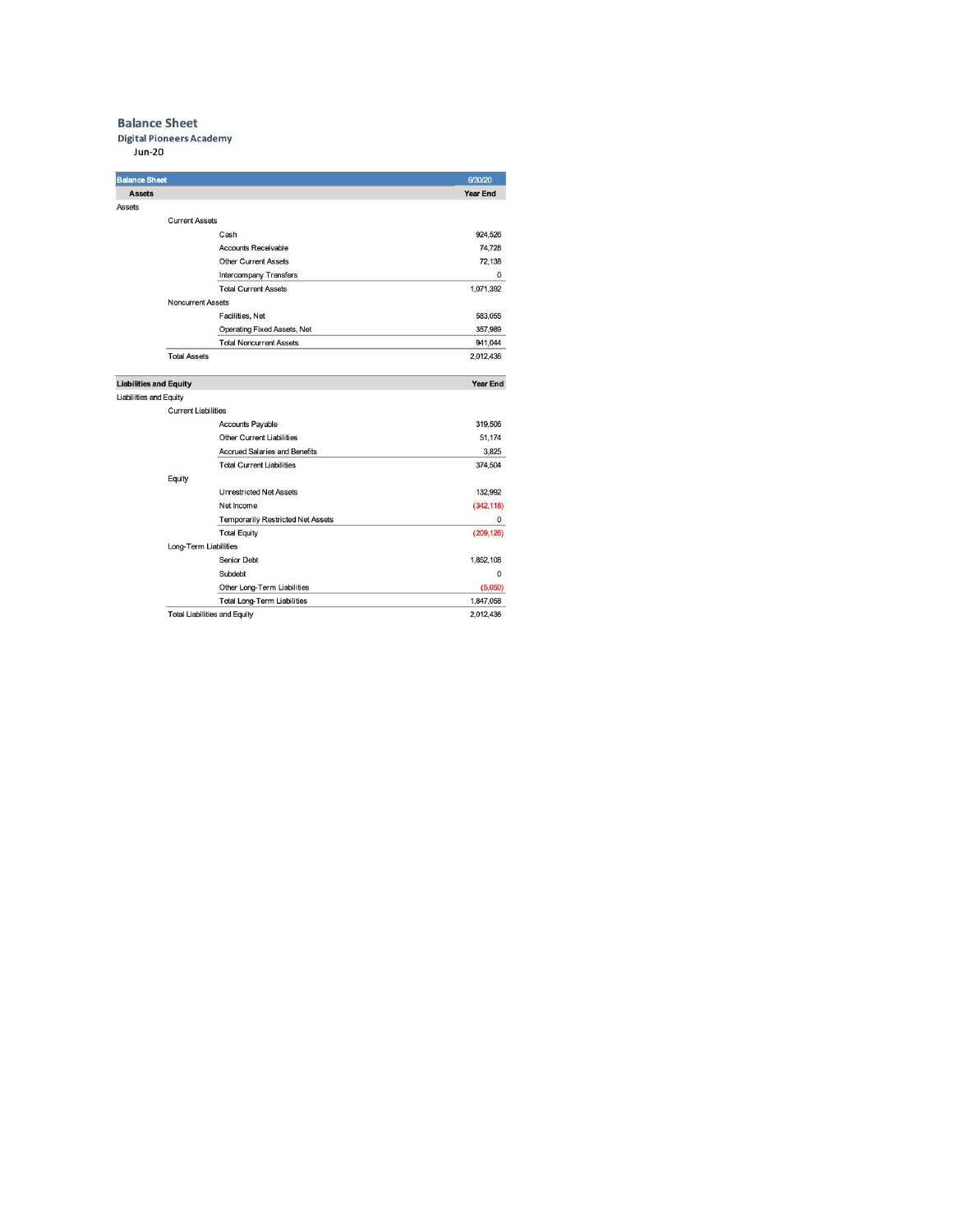# Balance Sheet

## Digital Pioneers Academy

Jun-20

| Balance Sheet | | | 6/30/20 |
|---|---|---|---|
| **Assets** | | | **Year End** |
| Assets | | | |
| | Current Assets | | |
| | | Cash | 924,526 |
| | | Accounts Receivable | 74,728 |
| | | Other Current Assets | 72,138 |
| | | Intercompany Transfers | 0 |
| | | Total Current Assets | 1,071,392 |
| | Noncurrent Assets | | |
| | | Facilities, Net | 583,055 |
| | | Operating Fixed Assets, Net | 357,989 |
| | | Total Noncurrent Assets | 941,044 |
| | Total Assets | | 2,012,436 |
| **Liabilities and Equity** | | | **Year End** |
| Liabilities and Equity | | | |
| | Current Liabilities | | |
| | | Accounts Payable | 319,506 |
| | | Other Current Liabilities | 51,174 |
| | | Accrued Salaries and Benefits | 3,825 |
| | | Total Current Liabilities | 374,504 |
| | Equity | | |
| | | Unrestricted Net Assets | 132,992 |
| | | Net Income | (342,118) |
| | | Temporarily Restricted Net Assets | 0 |
| | | Total Equity | (209,126) |
| | Long-Term Liabilities | | |
| | | Senior Debt | 1,852,108 |
| | | Subdebt | 0 |
| | | Other Long-Term Liabilities | (5,050) |
| | | Total Long-Term Liabilities | 1,847,058 |
| | Total Liabilities and Equity | | 2,012,436 |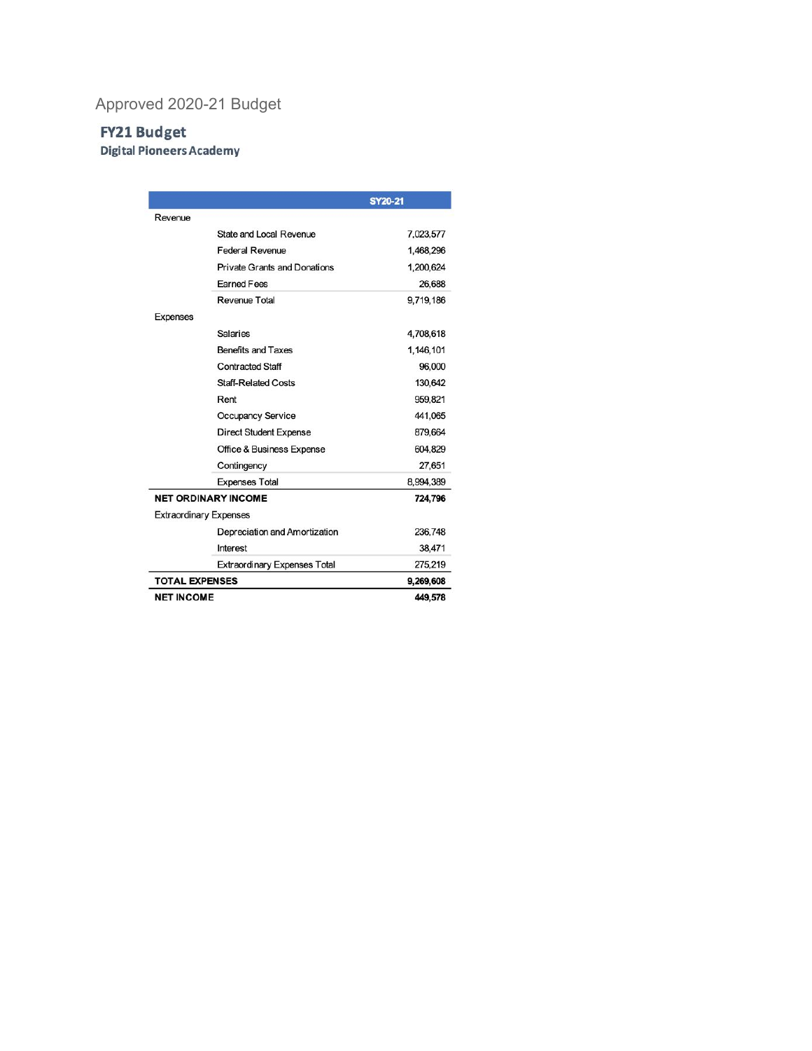Approved 2020-21 Budget

## FY21 Budget

### Digital Pioneers Academy

| | | SY20-21 |
|---|---|---|
| Revenue | | |
| | State and Local Revenue | 7,023,577 |
| | Federal Revenue | 1,468,296 |
| | Private Grants and Donations | 1,200,624 |
| | Earned Fees | 26,688 |
| | Revenue Total | 9,719,186 |
| Expenses | | |
| | Salaries | 4,708,618 |
| | Benefits and Taxes | 1,146,101 |
| | Contracted Staff | 96,000 |
| | Staff-Related Costs | 130,642 |
| | Rent | 959,821 |
| | Occupancy Service | 441,065 |
| | Direct Student Expense | 879,664 |
| | Office & Business Expense | 604,829 |
| | Contingency | 27,651 |
| | Expenses Total | 8,994,389 |
| **NET ORDINARY INCOME** | | **724,796** |
| Extraordinary Expenses | | |
| | Depreciation and Amortization | 236,748 |
| | Interest | 38,471 |
| | Extraordinary Expenses Total | 275,219 |
| **TOTAL EXPENSES** | | **9,269,608** |
| **NET INCOME** | | **449,578** |